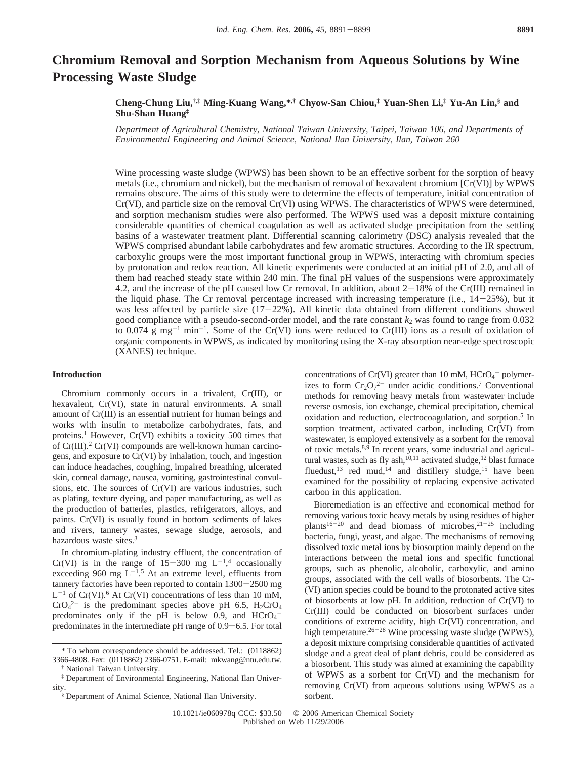# Chromium Removal and Sorption Mechanism from Aqueous Solutions by Wine Processing Waste Sludge

**Cheng-Chung Liu,[†,‡] Ming-Kuang Wang,*[,†] Chyow-San Chiou,[‡] Yuan-Shen Li,[‡] Yu-An Lin,[§] and Shu-Shan Huang[‡]**

*Department of Agricultural Chemistry, National Taiwan University, Taipei, Taiwan 106, and Departments of Environmental Engineering and Animal Science, National Ilan University, Ilan, Taiwan 260*

Wine processing waste sludge (WPWS) has been shown to be an effective sorbent for the sorption of heavy metals (i.e., chromium and nickel), but the mechanism of removal of hexavalent chromium [Cr(VI)] by WPWS remains obscure. The aims of this study were to determine the effects of temperature, initial concentration of Cr(VI), and particle size on the removal Cr(VI) using WPWS. The characteristics of WPWS were determined, and sorption mechanism studies were also performed. The WPWS used was a deposit mixture containing considerable quantities of chemical coagulation as well as activated sludge precipitation from the settling basins of a wastewater treatment plant. Differential scanning calorimetry (DSC) analysis revealed that the WPWS comprised abundant labile carbohydrates and few aromatic structures. According to the IR spectrum, carboxylic groups were the most important functional group in WPWS, interacting with chromium species by protonation and redox reaction. All kinetic experiments were conducted at an initial pH of 2.0, and all of them had reached steady state within 240 min. The final pH values of the suspensions were approximately 4.2, and the increase of the pH caused low Cr removal. In addition, about 2−18% of the Cr(III) remained in the liquid phase. The Cr removal percentage increased with increasing temperature (i.e., 14−25%), but it was less affected by particle size (17−22%). All kinetic data obtained from different conditions showed good compliance with a pseudo-second-order model, and the rate constant $k_2$ was found to range from 0.032 to 0.074 g mg$^{-1}$ min$^{-1}$. Some of the Cr(VI) ions were reduced to Cr(III) ions as a result of oxidation of organic components in WPWS, as indicated by monitoring using the X-ray absorption near-edge spectroscopic (XANES) technique.

## Introduction

Chromium commonly occurs in a trivalent, Cr(III), or hexavalent, Cr(VI), state in natural environments. A small amount of Cr(III) is an essential nutrient for human beings and works with insulin to metabolize carbohydrates, fats, and proteins.[1] However, Cr(VI) exhibits a toxicity 500 times that of Cr(III).[2] Cr(VI) compounds are well-known human carcinogens, and exposure to Cr(VI) by inhalation, touch, and ingestion can induce headaches, coughing, impaired breathing, ulcerated skin, corneal damage, nausea, vomiting, gastrointestinal convulsions, etc. The sources of Cr(VI) are various industries, such as plating, texture dyeing, and paper manufacturing, as well as the production of batteries, plastics, refrigerators, alloys, and paints. Cr(VI) is usually found in bottom sediments of lakes and rivers, tannery wastes, sewage sludge, aerosols, and hazardous waste sites.[3]

In chromium-plating industry effluent, the concentration of Cr(VI) is in the range of 15−300 mg L$^{-1}$,[4] occasionally exceeding 960 mg L$^{-1}$.[5] At an extreme level, effluents from tannery factories have been reported to contain 1300−2500 mg L$^{-1}$ of Cr(VI).[6] At Cr(VI) concentrations of less than 10 mM, $CrO_4^{2-}$ is the predominant species above pH 6.5, $H_2CrO_4$ predominates only if the pH is below 0.9, and $HCrO_4^-$ predominates in the intermediate pH range of 0.9−6.5. For total concentrations of Cr(VI) greater than 10 mM, $HCrO_4^-$ polymerizes to form $Cr_2O_7^{2-}$ under acidic conditions.[7] Conventional methods for removing heavy metals from wastewater include reverse osmosis, ion exchange, chemical precipitation, chemical oxidation and reduction, electrocoagulation, and sorption.[5] In sorption treatment, activated carbon, including Cr(VI) from wastewater, is employed extensively as a sorbent for the removal of toxic metals.[8,9] In recent years, some industrial and agricultural wastes, such as fly ash,[10,11] activated sludge,[12] blast furnace fluedust,[13] red mud,[14] and distillery sludge,[15] have been examined for the possibility of replacing expensive activated carbon in this application.

Bioremediation is an effective and economical method for removing various toxic heavy metals by using residues of higher plants[16−20] and dead biomass of microbes,[21−25] including bacteria, fungi, yeast, and algae. The mechanisms of removing dissolved toxic metal ions by biosorption mainly depend on the interactions between the metal ions and specific functional groups, such as phenolic, alcoholic, carboxylic, and amino groups, associated with the cell walls of biosorbents. The Cr(VI) anion species could be bound to the protonated active sites of biosorbents at low pH. In addition, reduction of Cr(VI) to Cr(III) could be conducted on biosorbent surfaces under conditions of extreme acidity, high Cr(VI) concentration, and high temperature.[26−28] Wine processing waste sludge (WPWS), a deposit mixture comprising considerable quantities of activated sludge and a great deal of plant debris, could be considered as a biosorbent. This study was aimed at examining the capability of WPWS as a sorbent for Cr(VI) and the mechanism for removing Cr(VI) from aqueous solutions using WPWS as a sorbent.

\* To whom correspondence should be addressed. Tel.: (0118862) 3366-4808. Fax: (0118862) 2366-0751. E-mail: mkwang@ntu.edu.tw.
[†] National Taiwan University.
[‡] Department of Environmental Engineering, National Ilan University.
[§] Department of Animal Science, National Ilan University.

10.1021/ie060978q CCC: $33.50 © 2006 American Chemical Society
Published on Web 11/29/2006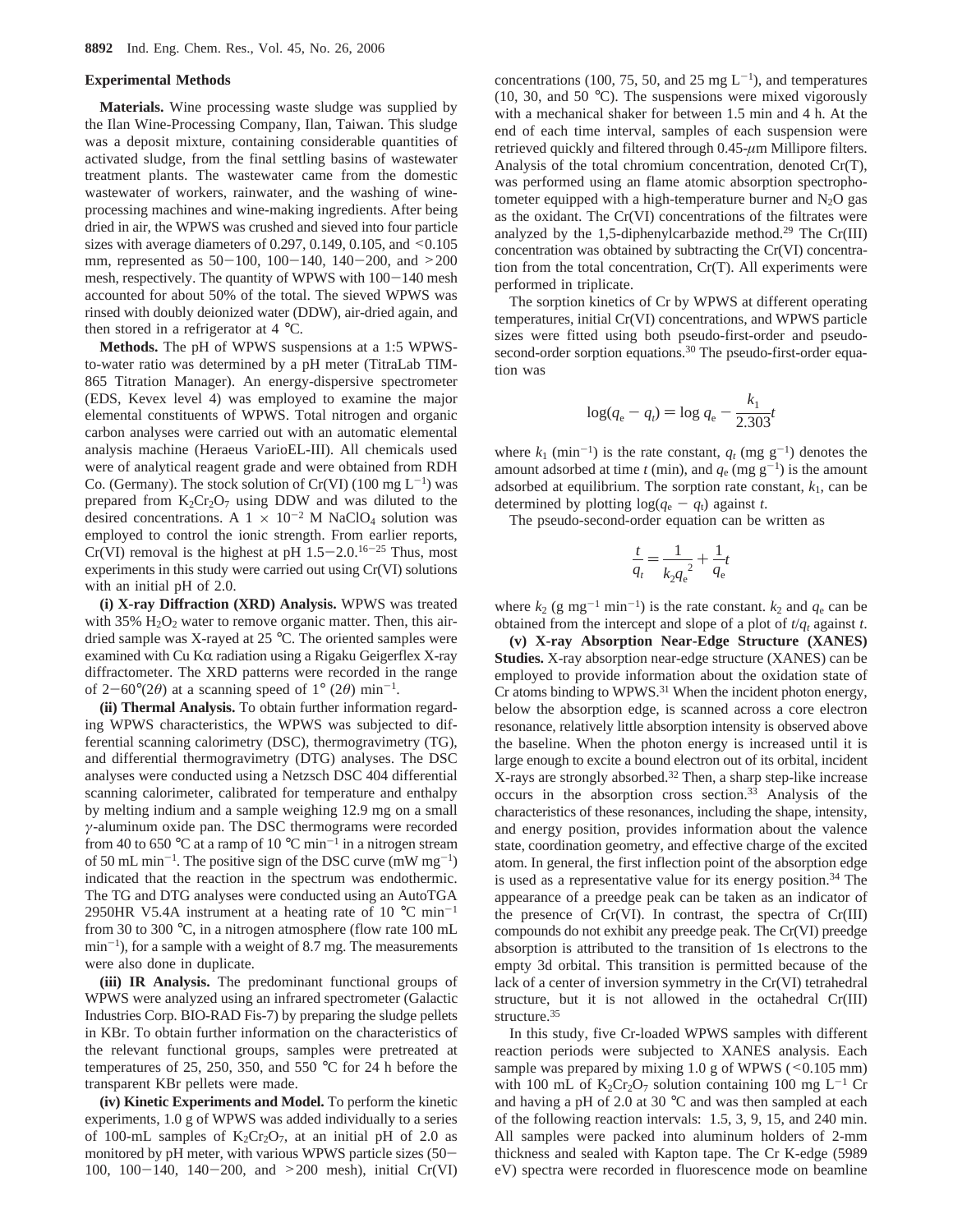## Experimental Methods

**Materials.** Wine processing waste sludge was supplied by the Ilan Wine-Processing Company, Ilan, Taiwan. This sludge was a deposit mixture, containing considerable quantities of activated sludge, from the final settling basins of wastewater treatment plants. The wastewater came from the domestic wastewater of workers, rainwater, and the washing of wine-processing machines and wine-making ingredients. After being dried in air, the WPWS was crushed and sieved into four particle sizes with average diameters of 0.297, 0.149, 0.105, and <0.105 mm, represented as 50−100, 100−140, 140−200, and >200 mesh, respectively. The quantity of WPWS with 100−140 mesh accounted for about 50% of the total. The sieved WPWS was rinsed with doubly deionized water (DDW), air-dried again, and then stored in a refrigerator at 4 °C.

**Methods.** The pH of WPWS suspensions at a 1:5 WPWS-to-water ratio was determined by a pH meter (TitraLab TIM-865 Titration Manager). An energy-dispersive spectrometer (EDS, Kevex level 4) was employed to examine the major elemental constituents of WPWS. Total nitrogen and organic carbon analyses were carried out with an automatic elemental analysis machine (Heraeus VarioEL-III). All chemicals used were of analytical reagent grade and were obtained from RDH Co. (Germany). The stock solution of Cr(VI) (100 mg $L^{-1}$) was prepared from $K_2Cr_2O_7$ using DDW and was diluted to the desired concentrations. A $1 \times 10^{-2}$ M $NaClO_4$ solution was employed to control the ionic strength. From earlier reports, Cr(VI) removal is the highest at pH 1.5−2.0.[16−25] Thus, most experiments in this study were carried out using Cr(VI) solutions with an initial pH of 2.0.

**(i) X-ray Diffraction (XRD) Analysis.** WPWS was treated with 35% $H_2O_2$ water to remove organic matter. Then, this air-dried sample was X-rayed at 25 °C. The oriented samples were examined with Cu Kα radiation using a Rigaku Geigerflex X-ray diffractometer. The XRD patterns were recorded in the range of 2−60°(2θ) at a scanning speed of 1° (2θ) $min^{-1}$.

**(ii) Thermal Analysis.** To obtain further information regarding WPWS characteristics, the WPWS was subjected to differential scanning calorimetry (DSC), thermogravimetry (TG), and differential thermogravimetry (DTG) analyses. The DSC analyses were conducted using a Netzsch DSC 404 differential scanning calorimeter, calibrated for temperature and enthalpy by melting indium and a sample weighing 12.9 mg on a small γ-aluminum oxide pan. The DSC thermograms were recorded from 40 to 650 °C at a ramp of 10 °C $min^{-1}$ in a nitrogen stream of 50 mL $min^{-1}$. The positive sign of the DSC curve (mW $mg^{-1}$) indicated that the reaction in the spectrum was endothermic. The TG and DTG analyses were conducted using an AutoTGA 2950HR V5.4A instrument at a heating rate of 10 °C $min^{-1}$ from 30 to 300 °C, in a nitrogen atmosphere (flow rate 100 mL $min^{-1}$), for a sample with a weight of 8.7 mg. The measurements were also done in duplicate.

**(iii) IR Analysis.** The predominant functional groups of WPWS were analyzed using an infrared spectrometer (Galactic Industries Corp. BIO-RAD Fis-7) by preparing the sludge pellets in KBr. To obtain further information on the characteristics of the relevant functional groups, samples were pretreated at temperatures of 25, 250, 350, and 550 °C for 24 h before the transparent KBr pellets were made.

**(iv) Kinetic Experiments and Model.** To perform the kinetic experiments, 1.0 g of WPWS was added individually to a series of 100-mL samples of $K_2Cr_2O_7$, at an initial pH of 2.0 as monitored by pH meter, with various WPWS particle sizes (50−100, 100−140, 140−200, and >200 mesh), initial Cr(VI) concentrations (100, 75, 50, and 25 mg $L^{-1}$), and temperatures (10, 30, and 50 °C). The suspensions were mixed vigorously with a mechanical shaker for between 1.5 min and 4 h. At the end of each time interval, samples of each suspension were retrieved quickly and filtered through 0.45-μm Millipore filters. Analysis of the total chromium concentration, denoted Cr(T), was performed using an flame atomic absorption spectrophotometer equipped with a high-temperature burner and $N_2O$ gas as the oxidant. The Cr(VI) concentrations of the filtrates were analyzed by the 1,5-diphenylcarbazide method.[29] The Cr(III) concentration was obtained by subtracting the Cr(VI) concentration from the total concentration, Cr(T). All experiments were performed in triplicate.

The sorption kinetics of Cr by WPWS at different operating temperatures, initial Cr(VI) concentrations, and WPWS particle sizes were fitted using both pseudo-first-order and pseudo-second-order sorption equations.[30] The pseudo-first-order equation was

$$\log(q_e - q_t) = \log q_e - \frac{k_1}{2.303}t$$

where $k_1$ ($min^{-1}$) is the rate constant, $q_t$ (mg $g^{-1}$) denotes the amount adsorbed at time $t$ (min), and $q_e$ (mg $g^{-1}$) is the amount adsorbed at equilibrium. The sorption rate constant, $k_1$, can be determined by plotting $\log(q_e - q_t)$ against $t$.

The pseudo-second-order equation can be written as

$$\frac{t}{q_t} = \frac{1}{k_2 q_e^{\,2}} + \frac{1}{q_e}t$$

where $k_2$ (g $mg^{-1}$ $min^{-1}$) is the rate constant. $k_2$ and $q_e$ can be obtained from the intercept and slope of a plot of $t/q_t$ against $t$.

**(v) X-ray Absorption Near-Edge Structure (XANES) Studies.** X-ray absorption near-edge structure (XANES) can be employed to provide information about the oxidation state of Cr atoms binding to WPWS.[31] When the incident photon energy, below the absorption edge, is scanned across a core electron resonance, relatively little absorption intensity is observed above the baseline. When the photon energy is increased until it is large enough to excite a bound electron out of its orbital, incident X-rays are strongly absorbed.[32] Then, a sharp step-like increase occurs in the absorption cross section.[33] Analysis of the characteristics of these resonances, including the shape, intensity, and energy position, provides information about the valence state, coordination geometry, and effective charge of the excited atom. In general, the first inflection point of the absorption edge is used as a representative value for its energy position.[34] The appearance of a preedge peak can be taken as an indicator of the presence of Cr(VI). In contrast, the spectra of Cr(III) compounds do not exhibit any preedge peak. The Cr(VI) preedge absorption is attributed to the transition of 1s electrons to the empty 3d orbital. This transition is permitted because of the lack of a center of inversion symmetry in the Cr(VI) tetrahedral structure, but it is not allowed in the octahedral Cr(III) structure.[35]

In this study, five Cr-loaded WPWS samples with different reaction periods were subjected to XANES analysis. Each sample was prepared by mixing 1.0 g of WPWS (<0.105 mm) with 100 mL of $K_2Cr_2O_7$ solution containing 100 mg $L^{-1}$ Cr and having a pH of 2.0 at 30 °C and was then sampled at each of the following reaction intervals: 1.5, 3, 9, 15, and 240 min. All samples were packed into aluminum holders of 2-mm thickness and sealed with Kapton tape. The Cr K-edge (5989 eV) spectra were recorded in fluorescence mode on beamline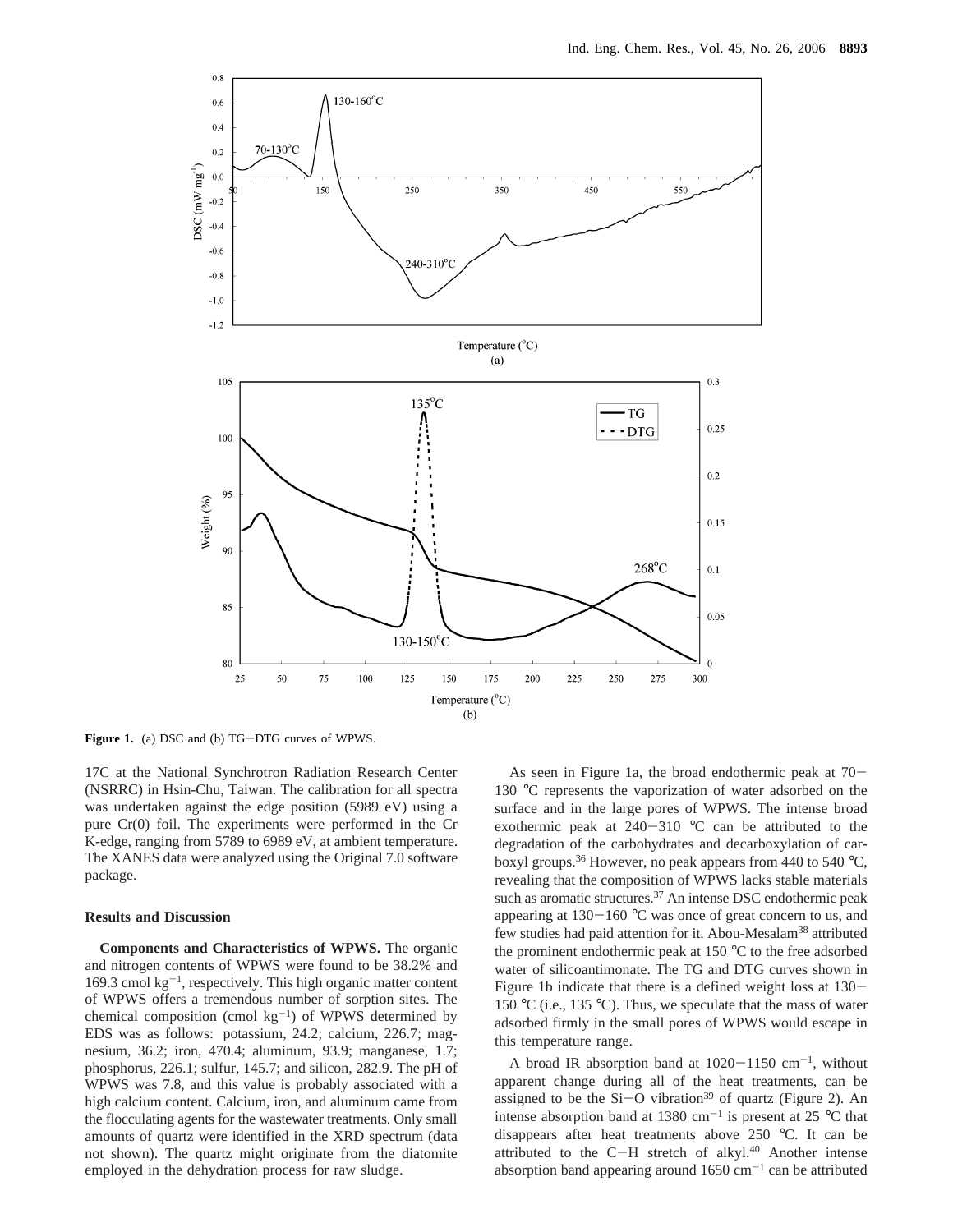**Figure 1.** (a) DSC and (b) TG−DTG curves of WPWS.

17C at the National Synchrotron Radiation Research Center (NSRRC) in Hsin-Chu, Taiwan. The calibration for all spectra was undertaken against the edge position (5989 eV) using a pure Cr(0) foil. The experiments were performed in the Cr K-edge, ranging from 5789 to 6989 eV, at ambient temperature. The XANES data were analyzed using the Original 7.0 software package.

## Results and Discussion

**Components and Characteristics of WPWS.** The organic and nitrogen contents of WPWS were found to be 38.2% and 169.3 cmol kg$^{-1}$, respectively. This high organic matter content of WPWS offers a tremendous number of sorption sites. The chemical composition (cmol kg$^{-1}$) of WPWS determined by EDS was as follows: potassium, 24.2; calcium, 226.7; magnesium, 36.2; iron, 470.4; aluminum, 93.9; manganese, 1.7; phosphorus, 226.1; sulfur, 145.7; and silicon, 282.9. The pH of WPWS was 7.8, and this value is probably associated with a high calcium content. Calcium, iron, and aluminum came from the flocculating agents for the wastewater treatments. Only small amounts of quartz were identified in the XRD spectrum (data not shown). The quartz might originate from the diatomite employed in the dehydration process for raw sludge.

As seen in Figure 1a, the broad endothermic peak at 70−130 °C represents the vaporization of water adsorbed on the surface and in the large pores of WPWS. The intense broad exothermic peak at 240−310 °C can be attributed to the degradation of the carbohydrates and decarboxylation of carboxyl groups.[36] However, no peak appears from 440 to 540 °C, revealing that the composition of WPWS lacks stable materials such as aromatic structures.[37] An intense DSC endothermic peak appearing at 130−160 °C was once of great concern to us, and few studies had paid attention for it. Abou-Mesalam[38] attributed the prominent endothermic peak at 150 °C to the free adsorbed water of silicoantimonate. The TG and DTG curves shown in Figure 1b indicate that there is a defined weight loss at 130−150 °C (i.e., 135 °C). Thus, we speculate that the mass of water adsorbed firmly in the small pores of WPWS would escape in this temperature range.

A broad IR absorption band at 1020−1150 cm$^{-1}$, without apparent change during all of the heat treatments, can be assigned to be the Si−O vibration[39] of quartz (Figure 2). An intense absorption band at 1380 cm$^{-1}$ is present at 25 °C that disappears after heat treatments above 250 °C. It can be attributed to the C−H stretch of alkyl.[40] Another intense absorption band appearing around 1650 cm$^{-1}$ can be attributed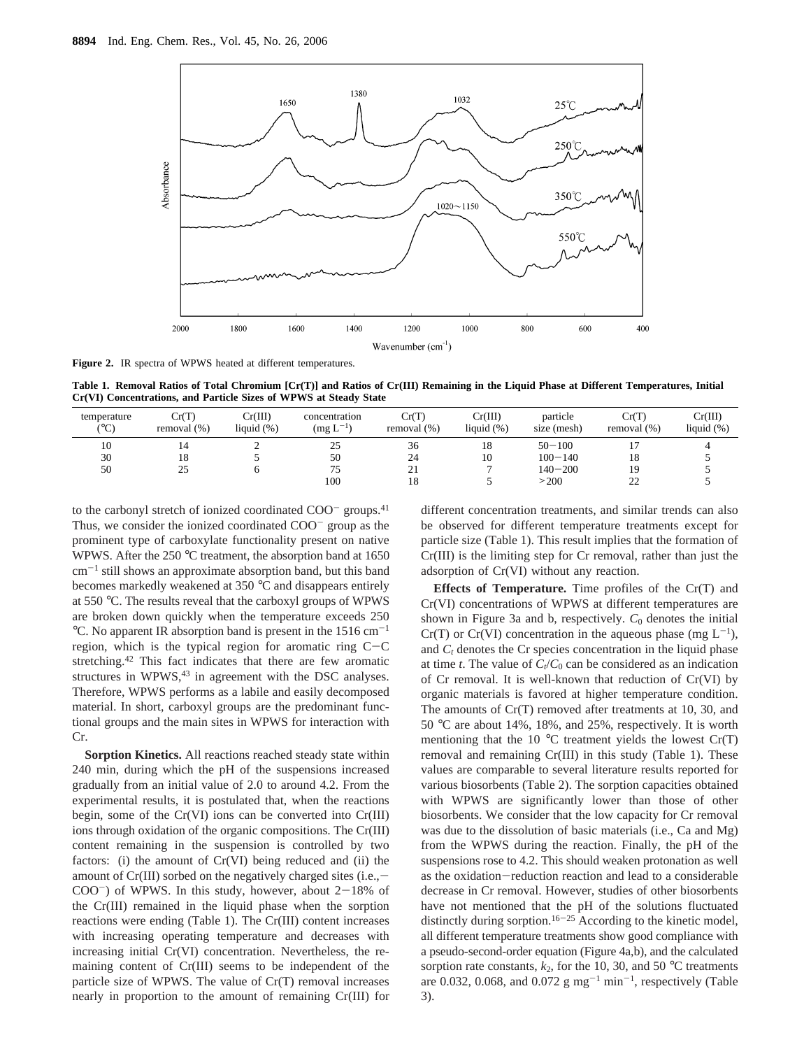**Figure 2.** IR spectra of WPWS heated at different temperatures.

**Table 1. Removal Ratios of Total Chromium [Cr(T)] and Ratios of Cr(III) Remaining in the Liquid Phase at Different Temperatures, Initial Cr(VI) Concentrations, and Particle Sizes of WPWS at Steady State**

| temperature (°C) | Cr(T) removal (%) | Cr(III) liquid (%) | concentration (mg L$^{-1}$) | Cr(T) removal (%) | Cr(III) liquid (%) | particle size (mesh) | Cr(T) removal (%) | Cr(III) liquid (%) |
|---|---|---|---|---|---|---|---|---|
| 10 | 14 | 2 | 25 | 36 | 18 | 50−100 | 17 | 4 |
| 30 | 18 | 5 | 50 | 24 | 10 | 100−140 | 18 | 5 |
| 50 | 25 | 6 | 75 | 21 | 7 | 140−200 | 19 | 5 |
| | | | 100 | 18 | 5 | >200 | 22 | 5 |

to the carbonyl stretch of ionized coordinated $COO^-$ groups.[41] Thus, we consider the ionized coordinated $COO^-$ group as the prominent type of carboxylate functionality present on native WPWS. After the 250 °C treatment, the absorption band at 1650 cm$^{-1}$ still shows an approximate absorption band, but this band becomes markedly weakened at 350 °C and disappears entirely at 550 °C. The results reveal that the carboxyl groups of WPWS are broken down quickly when the temperature exceeds 250 °C. No apparent IR absorption band is present in the 1516 cm$^{-1}$ region, which is the typical region for aromatic ring C−C stretching.[42] This fact indicates that there are few aromatic structures in WPWS,[43] in agreement with the DSC analyses. Therefore, WPWS performs as a labile and easily decomposed material. In short, carboxyl groups are the predominant functional groups and the main sites in WPWS for interaction with Cr.

**Sorption Kinetics.** All reactions reached steady state within 240 min, during which the pH of the suspensions increased gradually from an initial value of 2.0 to around 4.2. From the experimental results, it is postulated that, when the reactions begin, some of the Cr(VI) ions can be converted into Cr(III) ions through oxidation of the organic compositions. The Cr(III) content remaining in the suspension is controlled by two factors: (i) the amount of Cr(VI) being reduced and (ii) the amount of Cr(III) sorbed on the negatively charged sites (i.e., −$COO^-$) of WPWS. In this study, however, about 2−18% of the Cr(III) remained in the liquid phase when the sorption reactions were ending (Table 1). The Cr(III) content increases with increasing operating temperature and decreases with increasing initial Cr(VI) concentration. Nevertheless, the remaining content of Cr(III) seems to be independent of the particle size of WPWS. The value of Cr(T) removal increases nearly in proportion to the amount of remaining Cr(III) for different concentration treatments, and similar trends can also be observed for different temperature treatments except for particle size (Table 1). This result implies that the formation of Cr(III) is the limiting step for Cr removal, rather than just the adsorption of Cr(VI) without any reaction.

**Effects of Temperature.** Time profiles of the Cr(T) and Cr(VI) concentrations of WPWS at different temperatures are shown in Figure 3a and b, respectively. $C_0$ denotes the initial Cr(T) or Cr(VI) concentration in the aqueous phase (mg L$^{-1}$), and $C_t$ denotes the Cr species concentration in the liquid phase at time $t$. The value of $C_t/C_0$ can be considered as an indication of Cr removal. It is well-known that reduction of Cr(VI) by organic materials is favored at higher temperature condition. The amounts of Cr(T) removed after treatments at 10, 30, and 50 °C are about 14%, 18%, and 25%, respectively. It is worth mentioning that the 10 °C treatment yields the lowest Cr(T) removal and remaining Cr(III) in this study (Table 1). These values are comparable to several literature results reported for various biosorbents (Table 2). The sorption capacities obtained with WPWS are significantly lower than those of other biosorbents. We consider that the low capacity for Cr removal was due to the dissolution of basic materials (i.e., Ca and Mg) from the WPWS during the reaction. Finally, the pH of the suspensions rose to 4.2. This should weaken protonation as well as the oxidation−reduction reaction and lead to a considerable decrease in Cr removal. However, studies of other biosorbents have not mentioned that the pH of the solutions fluctuated distinctly during sorption.[16−25] According to the kinetic model, all different temperature treatments show good compliance with a pseudo-second-order equation (Figure 4a,b), and the calculated sorption rate constants, $k_2$, for the 10, 30, and 50 °C treatments are 0.032, 0.068, and 0.072 g mg$^{-1}$ min$^{-1}$, respectively (Table 3).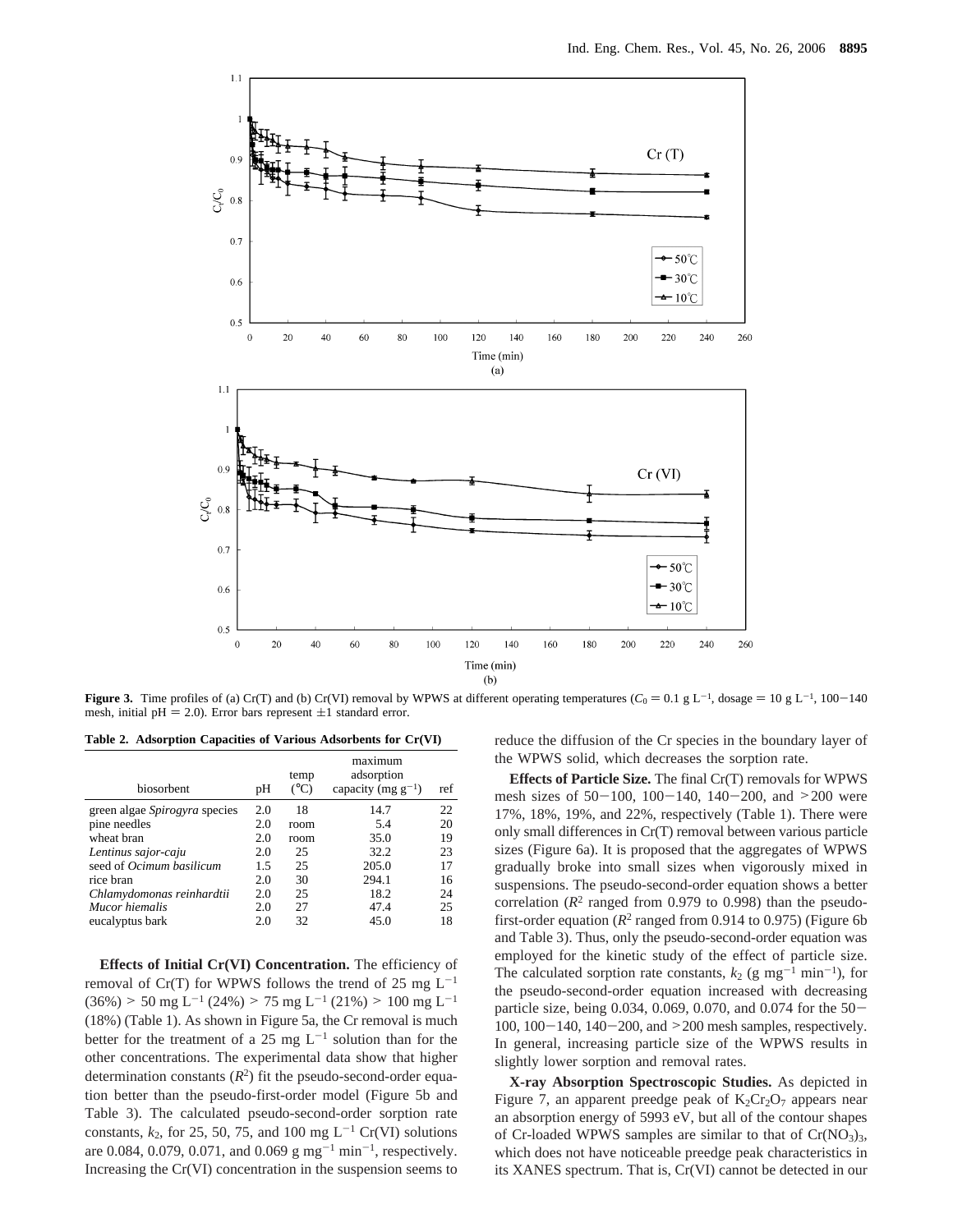Figure 3. Time profiles of (a) Cr(T) and (b) Cr(VI) removal by WPWS at different operating temperatures ($C_0$ = 0.1 g L$^{-1}$, dosage = 10 g L$^{-1}$, 100−140 mesh, initial pH = 2.0). Error bars represent ±1 standard error.

**Table 2. Adsorption Capacities of Various Adsorbents for Cr(VI)**

| biosorbent | pH | temp (°C) | maximum adsorption capacity (mg g$^{-1}$) | ref |
|---|---|---|---|---|
| green algae *Spirogyra* species | 2.0 | 18 | 14.7 | 22 |
| pine needles | 2.0 | room | 5.4 | 20 |
| wheat bran | 2.0 | room | 35.0 | 19 |
| *Lentinus sajor-caju* | 2.0 | 25 | 32.2 | 23 |
| seed of *Ocimum basilicum* | 1.5 | 25 | 205.0 | 17 |
| rice bran | 2.0 | 30 | 294.1 | 16 |
| *Chlamydomonas reinhardtii* | 2.0 | 25 | 18.2 | 24 |
| *Mucor hiemalis* | 2.0 | 27 | 47.4 | 25 |
| eucalyptus bark | 2.0 | 32 | 45.0 | 18 |

**Effects of Initial Cr(VI) Concentration.** The efficiency of removal of Cr(T) for WPWS follows the trend of 25 mg L$^{-1}$ (36%) > 50 mg L$^{-1}$ (24%) > 75 mg L$^{-1}$ (21%) > 100 mg L$^{-1}$ (18%) (Table 1). As shown in Figure 5a, the Cr removal is much better for the treatment of a 25 mg L$^{-1}$ solution than for the other concentrations. The experimental data show that higher determination constants ($R^2$) fit the pseudo-second-order equation better than the pseudo-first-order model (Figure 5b and Table 3). The calculated pseudo-second-order sorption rate constants, $k_2$, for 25, 50, 75, and 100 mg L$^{-1}$ Cr(VI) solutions are 0.084, 0.079, 0.071, and 0.069 g mg$^{-1}$ min$^{-1}$, respectively. Increasing the Cr(VI) concentration in the suspension seems to reduce the diffusion of the Cr species in the boundary layer of the WPWS solid, which decreases the sorption rate.

**Effects of Particle Size.** The final Cr(T) removals for WPWS mesh sizes of 50−100, 100−140, 140−200, and >200 were 17%, 18%, 19%, and 22%, respectively (Table 1). There were only small differences in Cr(T) removal between various particle sizes (Figure 6a). It is proposed that the aggregates of WPWS gradually broke into small sizes when vigorously mixed in suspensions. The pseudo-second-order equation shows a better correlation ($R^2$ ranged from 0.979 to 0.998) than the pseudo-first-order equation ($R^2$ ranged from 0.914 to 0.975) (Figure 6b and Table 3). Thus, only the pseudo-second-order equation was employed for the kinetic study of the effect of particle size. The calculated sorption rate constants, $k_2$ (g mg$^{-1}$ min$^{-1}$), for the pseudo-second-order equation increased with decreasing particle size, being 0.034, 0.069, 0.070, and 0.074 for the 50−100, 100−140, 140−200, and >200 mesh samples, respectively. In general, increasing particle size of the WPWS results in slightly lower sorption and removal rates.

**X-ray Absorption Spectroscopic Studies.** As depicted in Figure 7, an apparent preedge peak of $K_2Cr_2O_7$ appears near an absorption energy of 5993 eV, but all of the contour shapes of Cr-loaded WPWS samples are similar to that of $Cr(NO_3)_3$, which does not have noticeable preedge peak characteristics in its XANES spectrum. That is, Cr(VI) cannot be detected in our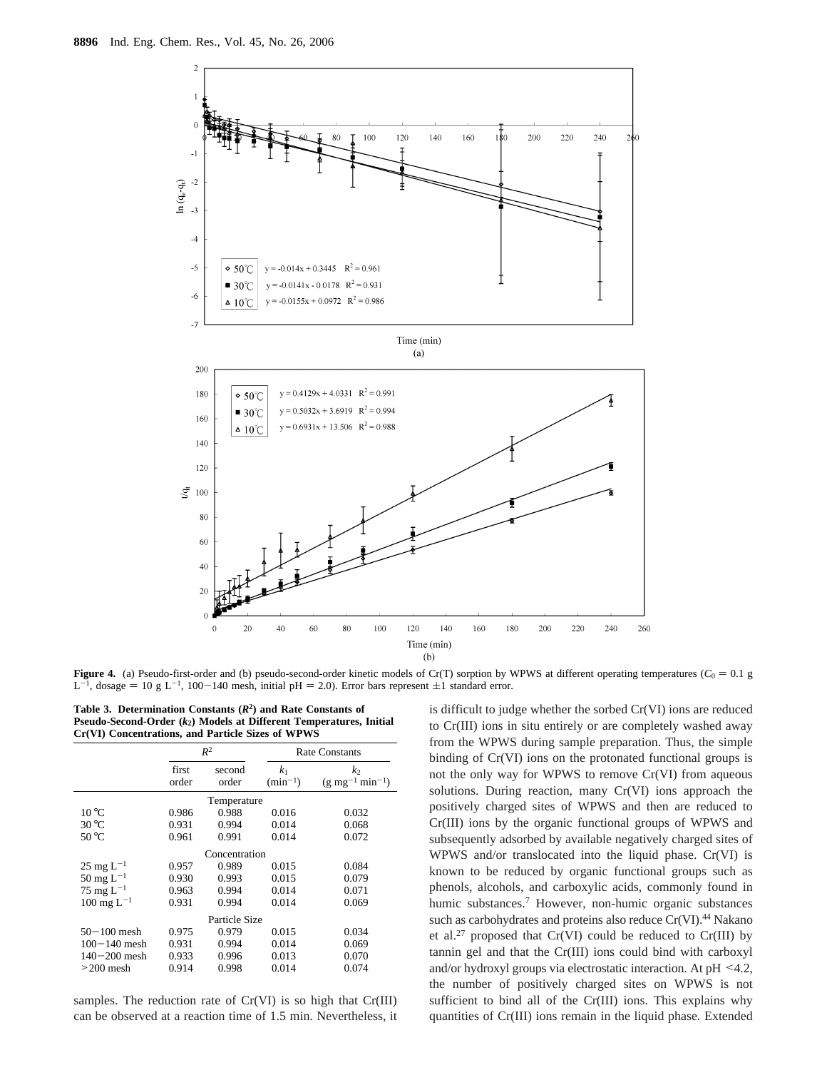**Figure 4.** (a) Pseudo-first-order and (b) pseudo-second-order kinetic models of Cr(T) sorption by WPWS at different operating temperatures ($C_0$ = 0.1 g $L^{-1}$, dosage = 10 g $L^{-1}$, 100−140 mesh, initial pH = 2.0). Error bars represent ±1 standard error.

**Table 3. Determination Constants ($R^2$) and Rate Constants of Pseudo-Second-Order ($k_2$) Models at Different Temperatures, Initial Cr(VI) Concentrations, and Particle Sizes of WPWS**

| | $R^2$ | | Rate Constants | |
|---|---|---|---|---|
| | first order | second order | $k_1$ ($min^{-1}$) | $k_2$ (g $mg^{-1}$ $min^{-1}$) |
| **Temperature** | | | | |
| 10 °C | 0.986 | 0.988 | 0.016 | 0.032 |
| 30 °C | 0.931 | 0.994 | 0.014 | 0.068 |
| 50 °C | 0.961 | 0.991 | 0.014 | 0.072 |
| **Concentration** | | | | |
| 25 mg $L^{-1}$ | 0.957 | 0.989 | 0.015 | 0.084 |
| 50 mg $L^{-1}$ | 0.930 | 0.993 | 0.015 | 0.079 |
| 75 mg $L^{-1}$ | 0.963 | 0.994 | 0.014 | 0.071 |
| 100 mg $L^{-1}$ | 0.931 | 0.994 | 0.014 | 0.069 |
| **Particle Size** | | | | |
| 50−100 mesh | 0.975 | 0.979 | 0.015 | 0.034 |
| 100−140 mesh | 0.931 | 0.994 | 0.014 | 0.069 |
| 140−200 mesh | 0.933 | 0.996 | 0.013 | 0.070 |
| >200 mesh | 0.914 | 0.998 | 0.014 | 0.074 |

samples. The reduction rate of Cr(VI) is so high that Cr(III) can be observed at a reaction time of 1.5 min. Nevertheless, it is difficult to judge whether the sorbed Cr(VI) ions are reduced to Cr(III) ions in situ entirely or are completely washed away from the WPWS during sample preparation. Thus, the simple binding of Cr(VI) ions on the protonated functional groups is not the only way for WPWS to remove Cr(VI) from aqueous solutions. During reaction, many Cr(VI) ions approach the positively charged sites of WPWS and then are reduced to Cr(III) ions by the organic functional groups of WPWS and subsequently adsorbed by available negatively charged sites of WPWS and/or translocated into the liquid phase. Cr(VI) is known to be reduced by organic functional groups such as phenols, alcohols, and carboxylic acids, commonly found in humic substances.[7] However, non-humic organic substances such as carbohydrates and proteins also reduce Cr(VI).[44] Nakano et al.[27] proposed that Cr(VI) could be reduced to Cr(III) by tannin gel and that the Cr(III) ions could bind with carboxyl and/or hydroxyl groups via electrostatic interaction. At pH <4.2, the number of positively charged sites on WPWS is not sufficient to bind all of the Cr(III) ions. This explains why quantities of Cr(III) ions remain in the liquid phase. Extended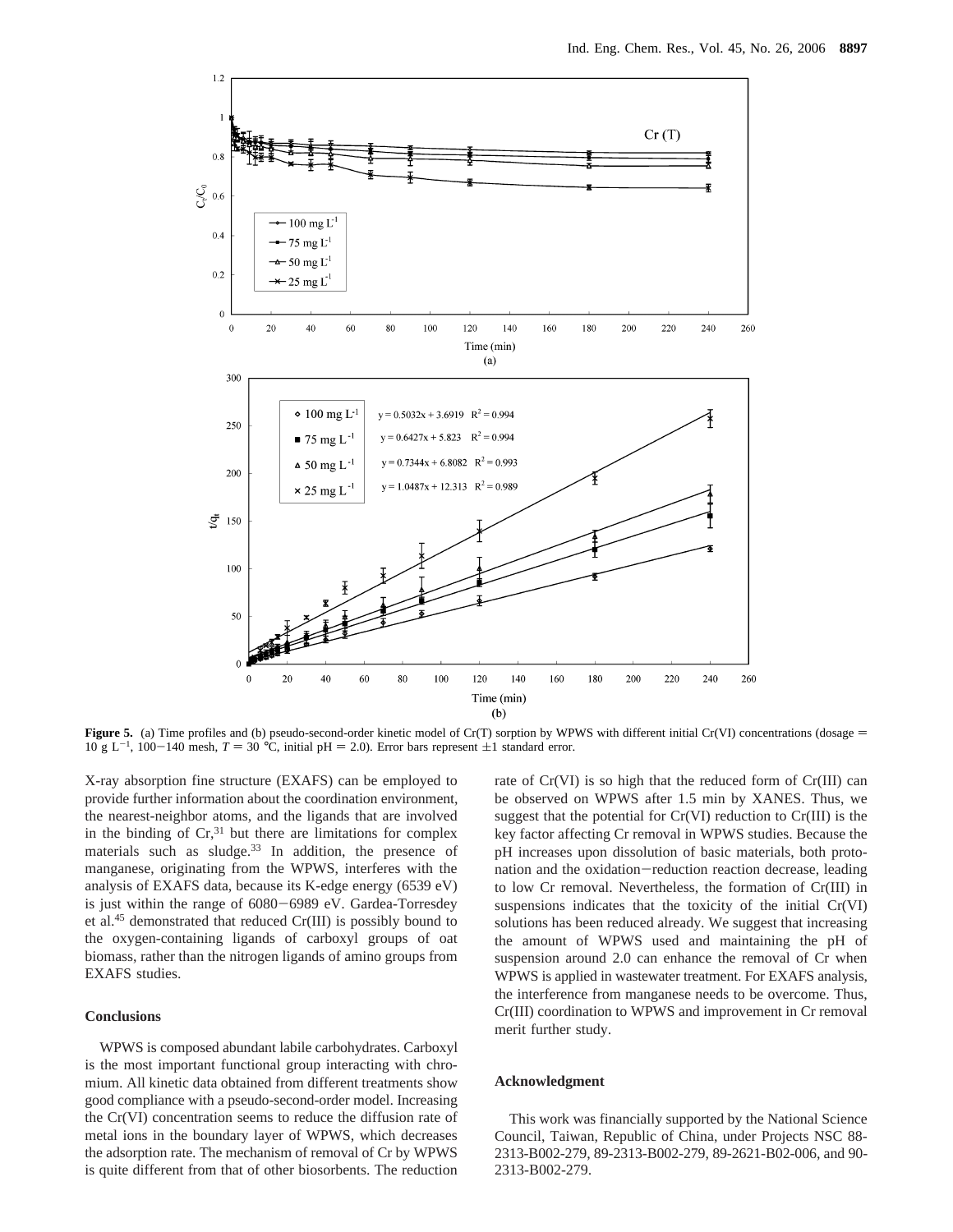**Figure 5.** (a) Time profiles and (b) pseudo-second-order kinetic model of Cr(T) sorption by WPWS with different initial Cr(VI) concentrations (dosage = 10 g $L^{-1}$, 100−140 mesh, $T$ = 30 °C, initial pH = 2.0). Error bars represent ±1 standard error.

X-ray absorption fine structure (EXAFS) can be employed to provide further information about the coordination environment, the nearest-neighbor atoms, and the ligands that are involved in the binding of Cr,[31] but there are limitations for complex materials such as sludge.[33] In addition, the presence of manganese, originating from the WPWS, interferes with the analysis of EXAFS data, because its K-edge energy (6539 eV) is just within the range of 6080−6989 eV. Gardea-Torresdey et al.[45] demonstrated that reduced Cr(III) is possibly bound to the oxygen-containing ligands of carboxyl groups of oat biomass, rather than the nitrogen ligands of amino groups from EXAFS studies.

## Conclusions

WPWS is composed abundant labile carbohydrates. Carboxyl is the most important functional group interacting with chromium. All kinetic data obtained from different treatments show good compliance with a pseudo-second-order model. Increasing the Cr(VI) concentration seems to reduce the diffusion rate of metal ions in the boundary layer of WPWS, which decreases the adsorption rate. The mechanism of removal of Cr by WPWS is quite different from that of other biosorbents. The reduction rate of Cr(VI) is so high that the reduced form of Cr(III) can be observed on WPWS after 1.5 min by XANES. Thus, we suggest that the potential for Cr(VI) reduction to Cr(III) is the key factor affecting Cr removal in WPWS studies. Because the pH increases upon dissolution of basic materials, both protonation and the oxidation−reduction reaction decrease, leading to low Cr removal. Nevertheless, the formation of Cr(III) in suspensions indicates that the toxicity of the initial Cr(VI) solutions has been reduced already. We suggest that increasing the amount of WPWS used and maintaining the pH of suspension around 2.0 can enhance the removal of Cr when WPWS is applied in wastewater treatment. For EXAFS analysis, the interference from manganese needs to be overcome. Thus, Cr(III) coordination to WPWS and improvement in Cr removal merit further study.

## Acknowledgment

This work was financially supported by the National Science Council, Taiwan, Republic of China, under Projects NSC 88-2313-B002-279, 89-2313-B002-279, 89-2621-B02-006, and 90-2313-B002-279.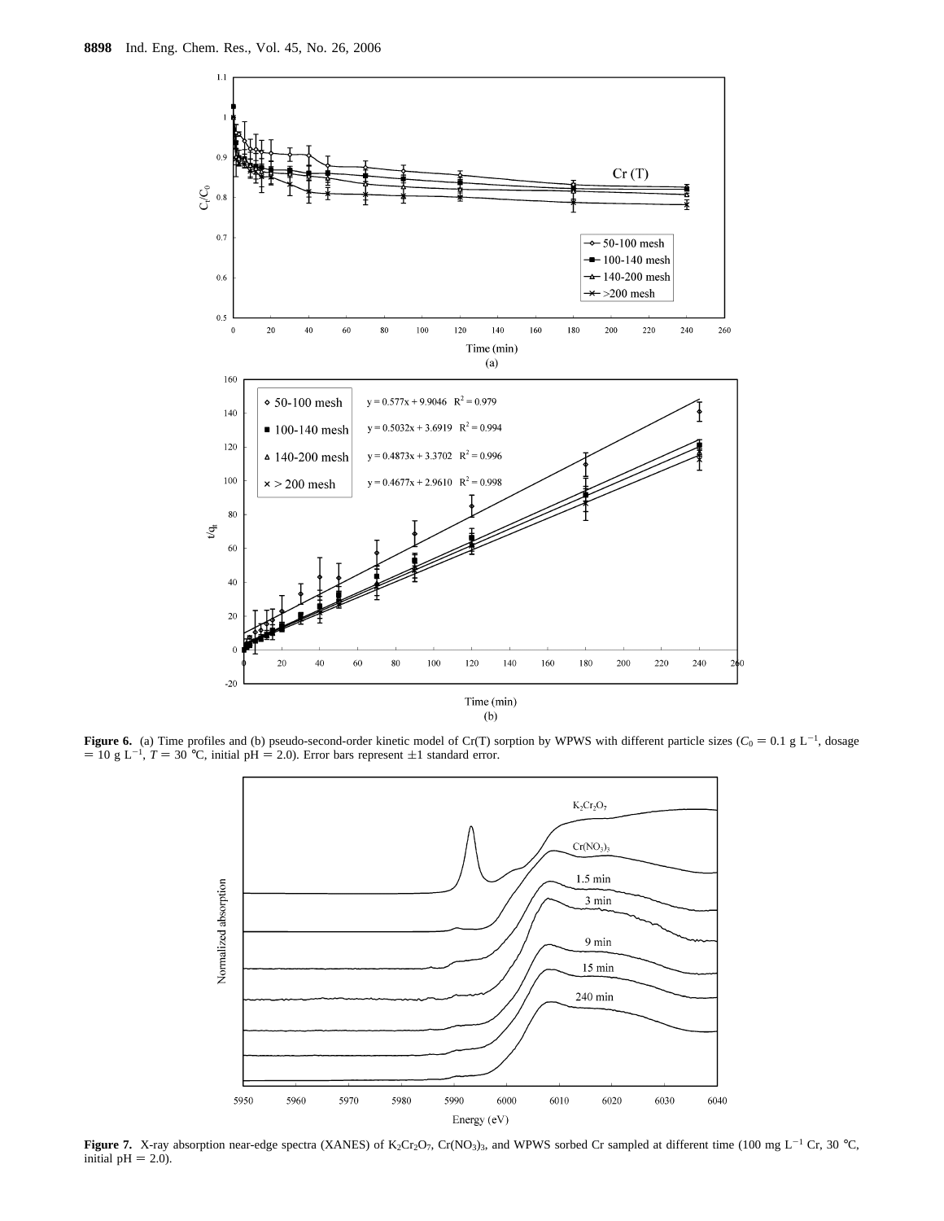**Figure 6.** (a) Time profiles and (b) pseudo-second-order kinetic model of Cr(T) sorption by WPWS with different particle sizes ($C_0$ = 0.1 g $L^{-1}$, dosage = 10 g $L^{-1}$, $T$ = 30 °C, initial pH = 2.0). Error bars represent ±1 standard error.

**Figure 7.** X-ray absorption near-edge spectra (XANES) of $K_2Cr_2O_7$, $Cr(NO_3)_3$, and WPWS sorbed Cr sampled at different time (100 mg $L^{-1}$ Cr, 30 °C, initial pH = 2.0).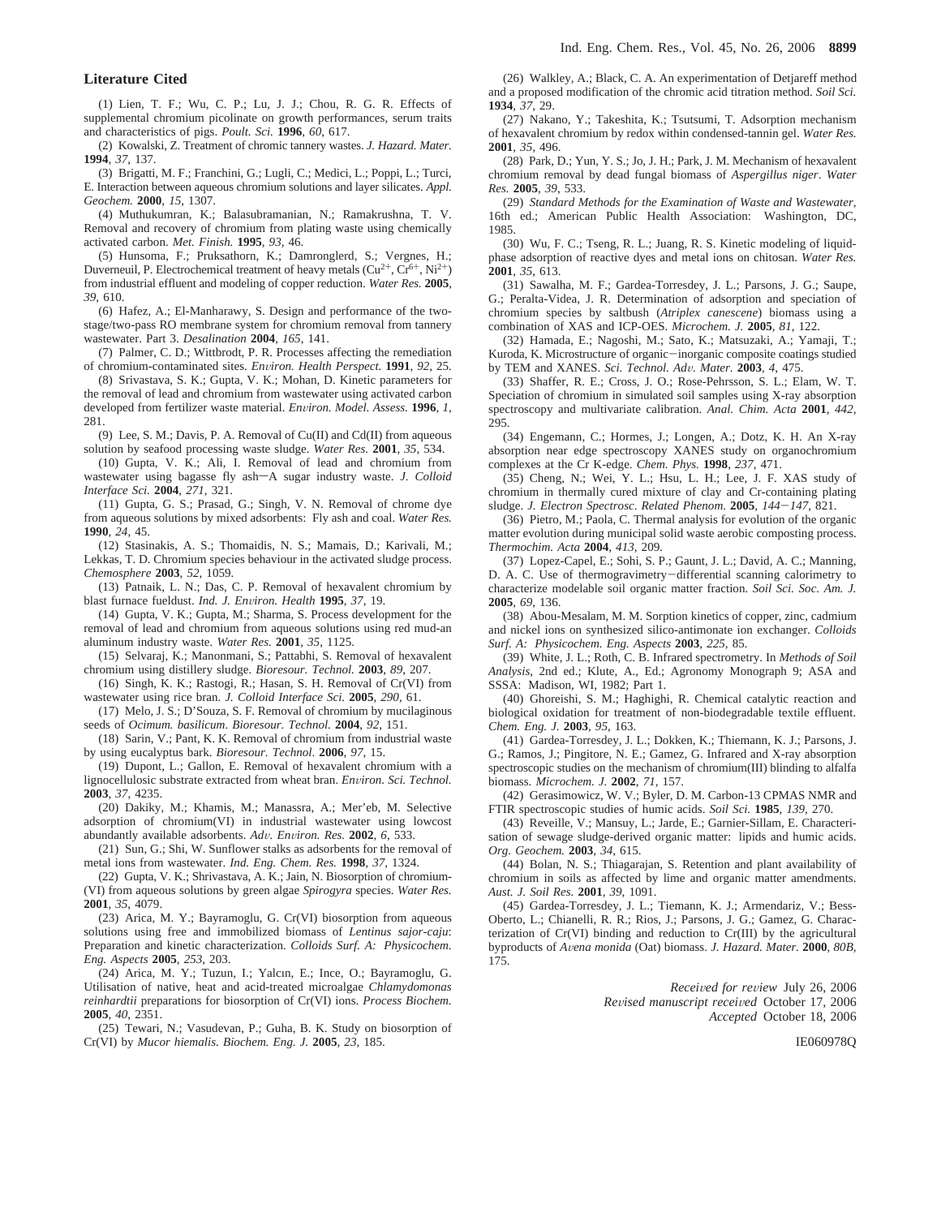## Literature Cited

(1) Lien, T. F.; Wu, C. P.; Lu, J. J.; Chou, R. G. R. Effects of supplemental chromium picolinate on growth performances, serum traits and characteristics of pigs. *Poult. Sci.* **1996**, *60*, 617.

(2) Kowalski, Z. Treatment of chromic tannery wastes. *J. Hazard. Mater.* **1994**, *37*, 137.

(3) Brigatti, M. F.; Franchini, G.; Lugli, C.; Medici, L.; Poppi, L.; Turci, E. Interaction between aqueous chromium solutions and layer silicates. *Appl. Geochem.* **2000**, *15*, 1307.

(4) Muthukumran, K.; Balasubramanian, N.; Ramakrushna, T. V. Removal and recovery of chromium from plating waste using chemically activated carbon. *Met. Finish.* **1995**, *93*, 46.

(5) Hunsoma, F.; Pruksathorn, K.; Damronglerd, S.; Vergnes, H.; Duverneuil, P. Electrochemical treatment of heavy metals ($Cu^{2+}$, $Cr^{6+}$, $Ni^{2+}$) from industrial effluent and modeling of copper reduction. *Water Res.* **2005**, *39*, 610.

(6) Hafez, A.; El-Manharawy, S. Design and performance of the two-stage/two-pass RO membrane system for chromium removal from tannery wastewater. Part 3. *Desalination* **2004**, *165*, 141.

(7) Palmer, C. D.; Wittbrodt, P. R. Processes affecting the remediation of chromium-contaminated sites. *Environ. Health Perspect.* **1991**, *92*, 25.

(8) Srivastava, S. K.; Gupta, V. K.; Mohan, D. Kinetic parameters for the removal of lead and chromium from wastewater using activated carbon developed from fertilizer waste material. *Environ. Model. Assess.* **1996**, *1*, 281.

(9) Lee, S. M.; Davis, P. A. Removal of Cu(II) and Cd(II) from aqueous solution by seafood processing waste sludge. *Water Res.* **2001**, *35*, 534.

(10) Gupta, V. K.; Ali, I. Removal of lead and chromium from wastewater using bagasse fly ash—A sugar industry waste. *J. Colloid Interface Sci.* **2004**, *271*, 321.

(11) Gupta, G. S.; Prasad, G.; Singh, V. N. Removal of chrome dye from aqueous solutions by mixed adsorbents: Fly ash and coal. *Water Res.* **1990**, *24*, 45.

(12) Stasinakis, A. S.; Thomaidis, N. S.; Mamais, D.; Karivali, M.; Lekkas, T. D. Chromium species behaviour in the activated sludge process. *Chemosphere* **2003**, *52*, 1059.

(13) Patnaik, L. N.; Das, C. P. Removal of hexavalent chromium by blast furnace fueldust. *Ind. J. Environ. Health* **1995**, *37*, 19.

(14) Gupta, V. K.; Gupta, M.; Sharma, S. Process development for the removal of lead and chromium from aqueous solutions using red mud-an aluminum industry waste. *Water Res.* **2001**, *35*, 1125.

(15) Selvaraj, K.; Manonmani, S.; Pattabhi, S. Removal of hexavalent chromium using distillery sludge. *Bioresour. Technol.* **2003**, *89*, 207.

(16) Singh, K. K.; Rastogi, R.; Hasan, S. H. Removal of Cr(VI) from wastewater using rice bran. *J. Colloid Interface Sci.* **2005**, *290*, 61.

(17) Melo, J. S.; D'Souza, S. F. Removal of chromium by mucilaginous seeds of *Ocimum. basilicum*. *Bioresour. Technol.* **2004**, *92*, 151.

(18) Sarin, V.; Pant, K. K. Removal of chromium from industrial waste by using eucalyptus bark. *Bioresour. Technol.* **2006**, *97*, 15.

(19) Dupont, L.; Gallon, E. Removal of hexavalent chromium with a lignocellulosic substrate extracted from wheat bran. *Environ. Sci. Technol.* **2003**, *37*, 4235.

(20) Dakiky, M.; Khamis, M.; Manassra, A.; Mer'eb, M. Selective adsorption of chromium(VI) in industrial wastewater using lowcost abundantly available adsorbents. *Adv. Environ. Res.* **2002**, *6*, 533.

(21) Sun, G.; Shi, W. Sunflower stalks as adsorbents for the removal of metal ions from wastewater. *Ind. Eng. Chem. Res.* **1998**, *37*, 1324.

(22) Gupta, V. K.; Shrivastava, A. K.; Jain, N. Biosorption of chromium-(VI) from aqueous solutions by green algae *Spirogyra* species. *Water Res.* **2001**, *35*, 4079.

(23) Arica, M. Y.; Bayramoglu, G. Cr(VI) biosorption from aqueous solutions using free and immobilized biomass of *Lentinus sajor-caju*: Preparation and kinetic characterization. *Colloids Surf. A: Physicochem. Eng. Aspects* **2005**, *253*, 203.

(24) Arica, M. Y.; Tuzun, I.; Yalcın, E.; Ince, O.; Bayramoglu, G. Utilisation of native, heat and acid-treated microalgae *Chlamydomonas reinhardtii* preparations for biosorption of Cr(VI) ions. *Process Biochem.* **2005**, *40*, 2351.

(25) Tewari, N.; Vasudevan, P.; Guha, B. K. Study on biosorption of Cr(VI) by *Mucor hiemalis*. *Biochem. Eng. J.* **2005**, *23*, 185.

(26) Walkley, A.; Black, C. A. An experimentation of Detjareff method and a proposed modification of the chromic acid titration method. *Soil Sci.* **1934**, *37*, 29.

(27) Nakano, Y.; Takeshita, K.; Tsutsumi, T. Adsorption mechanism of hexavalent chromium by redox within condensed-tannin gel. *Water Res.* **2001**, *35*, 496.

(28) Park, D.; Yun, Y. S.; Jo, J. H.; Park, J. M. Mechanism of hexavalent chromium removal by dead fungal biomass of *Aspergillus niger*. *Water Res.* **2005**, *39*, 533.

(29) *Standard Methods for the Examination of Waste and Wastewater*, 16th ed.; American Public Health Association: Washington, DC, 1985.

(30) Wu, F. C.; Tseng, R. L.; Juang, R. S. Kinetic modeling of liquid-phase adsorption of reactive dyes and metal ions on chitosan. *Water Res.* **2001**, *35*, 613.

(31) Sawalha, M. F.; Gardea-Torresdey, J. L.; Parsons, J. G.; Saupe, G.; Peralta-Videa, J. R. Determination of adsorption and speciation of chromium species by saltbush (*Atriplex canescene*) biomass using a combination of XAS and ICP-OES. *Microchem. J.* **2005**, *81*, 122.

(32) Hamada, E.; Nagoshi, M.; Sato, K.; Matsuzaki, A.; Yamaji, T.; Kuroda, K. Microstructure of organic–inorganic composite coatings studied by TEM and XANES. *Sci. Technol. Adv. Mater.* **2003**, *4*, 475.

(33) Shaffer, R. E.; Cross, J. O.; Rose-Pehrsson, S. L.; Elam, W. T. Speciation of chromium in simulated soil samples using X-ray absorption spectroscopy and multivariate calibration. *Anal. Chim. Acta* **2001**, *442*, 295.

(34) Engemann, C.; Hormes, J.; Longen, A.; Dotz, K. H. An X-ray absorption near edge spectroscopy XANES study on organochromium complexes at the Cr K-edge. *Chem. Phys.* **1998**, *237*, 471.

(35) Cheng, N.; Wei, Y. L.; Hsu, L. H.; Lee, J. F. XAS study of chromium in thermally cured mixture of clay and Cr-containing plating sludge. *J. Electron Spectrosc. Related Phenom.* **2005**, *144–147*, 821.

(36) Pietro, M.; Paola, C. Thermal analysis for evolution of the organic matter evolution during municipal solid waste aerobic composting process. *Thermochim. Acta* **2004**, *413*, 209.

(37) Lopez-Capel, E.; Sohi, S. P.; Gaunt, J. L.; David, A. C.; Manning, D. A. C. Use of thermogravimetry–differential scanning calorimetry to characterize modelable soil organic matter fraction. *Soil Sci. Soc. Am. J.* **2005**, *69*, 136.

(38) Abou-Mesalam, M. M. Sorption kinetics of copper, zinc, cadmium and nickel ions on synthesized silico-antimonate ion exchanger. *Colloids Surf. A: Physicochem. Eng. Aspects* **2003**, *225*, 85.

(39) White, J. L.; Roth, C. B. Infrared spectrometry. In *Methods of Soil Analysis*, 2nd ed.; Klute, A., Ed.; Agronomy Monograph 9; ASA and SSSA: Madison, WI, 1982; Part 1.

(40) Ghoreishi, S. M.; Haghighi, R. Chemical catalytic reaction and biological oxidation for treatment of non-biodegradable textile effluent. *Chem. Eng. J.* **2003**, *95*, 163.

(41) Gardea-Torresdey, J. L.; Dokken, K.; Thiemann, K. J.; Parsons, J. G.; Ramos, J.; Pingitore, N. E.; Gamez, G. Infrared and X-ray absorption spectroscopic studies on the mechanism of chromium(III) blinding to alfalfa biomass. *Microchem. J.* **2002**, *71*, 157.

(42) Gerasimowicz, W. V.; Byler, D. M. Carbon-13 CPMAS NMR and FTIR spectroscopic studies of humic acids. *Soil Sci.* **1985**, *139*, 270.

(43) Reveille, V.; Mansuy, L.; Jarde, E.; Garnier-Sillam, E. Characterisation of sewage sludge-derived organic matter: lipids and humic acids. *Org. Geochem.* **2003**, *34*, 615.

(44) Bolan, N. S.; Thiagarajan, S. Retention and plant availability of chromium in soils as affected by lime and organic matter amendments. *Aust. J. Soil Res.* **2001**, *39*, 1091.

(45) Gardea-Torresdey, J. L.; Tiemann, K. J.; Armendariz, V.; Bess-Oberto, L.; Chianelli, R. R.; Rios, J.; Parsons, J. G.; Gamez, G. Characterization of Cr(VI) binding and reduction to Cr(III) by the agricultural byproducts of *Avena monida* (Oat) biomass. *J. Hazard. Mater.* **2000**, *80B*, 175.

*Received for review* July 26, 2006
*Revised manuscript received* October 17, 2006
*Accepted* October 18, 2006

IE060978Q